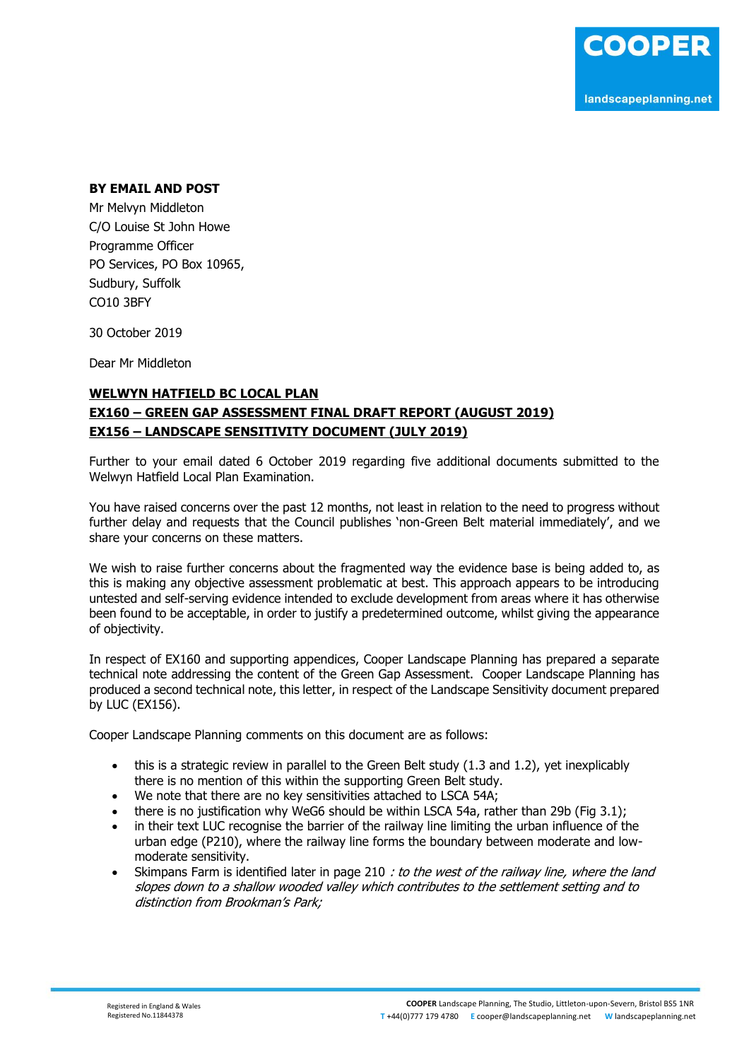**BY EMAIL AND POST**

Mr Melvyn Middleton
C/O Louise St John Howe
Programme Officer
PO Services, PO Box 10965,
Sudbury, Suffolk
CO10 3BFY

30 October 2019

Dear Mr Middleton

**<u>WELWYN HATFIELD BC LOCAL PLAN</u>**
**<u>EX160 – GREEN GAP ASSESSMENT FINAL DRAFT REPORT (AUGUST 2019)</u>**
**<u>EX156 – LANDSCAPE SENSITIVITY DOCUMENT (JULY 2019)</u>**

Further to your email dated 6 October 2019 regarding five additional documents submitted to the Welwyn Hatfield Local Plan Examination.

You have raised concerns over the past 12 months, not least in relation to the need to progress without further delay and requests that the Council publishes 'non-Green Belt material immediately', and we share your concerns on these matters.

We wish to raise further concerns about the fragmented way the evidence base is being added to, as this is making any objective assessment problematic at best. This approach appears to be introducing untested and self-serving evidence intended to exclude development from areas where it has otherwise been found to be acceptable, in order to justify a predetermined outcome, whilst giving the appearance of objectivity.

In respect of EX160 and supporting appendices, Cooper Landscape Planning has prepared a separate technical note addressing the content of the Green Gap Assessment. Cooper Landscape Planning has produced a second technical note, this letter, in respect of the Landscape Sensitivity document prepared by LUC (EX156).

Cooper Landscape Planning comments on this document are as follows:

- this is a strategic review in parallel to the Green Belt study (1.3 and 1.2), yet inexplicably there is no mention of this within the supporting Green Belt study.
- We note that there are no key sensitivities attached to LSCA 54A;
- there is no justification why WeG6 should be within LSCA 54a, rather than 29b (Fig 3.1);
- in their text LUC recognise the barrier of the railway line limiting the urban influence of the urban edge (P210), where the railway line forms the boundary between moderate and low-moderate sensitivity.
- Skimpans Farm is identified later in page 210 *: to the west of the railway line, where the land slopes down to a shallow wooded valley which contributes to the settlement setting and to distinction from Brookman's Park;*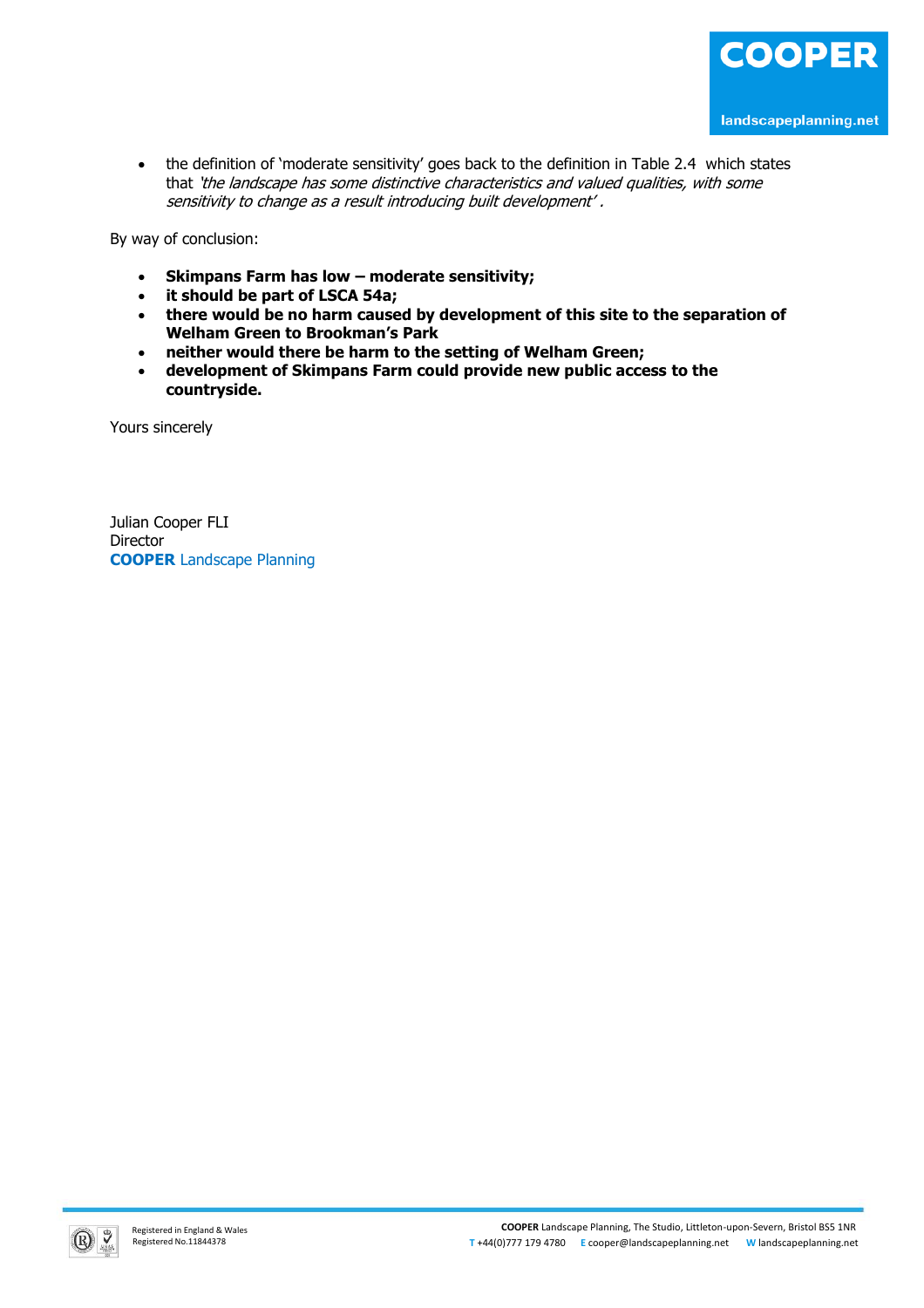- the definition of 'moderate sensitivity' goes back to the definition in Table 2.4 which states that *'the landscape has some distinctive characteristics and valued qualities, with some sensitivity to change as a result introducing built development'* .

By way of conclusion:

- **Skimpans Farm has low – moderate sensitivity;**
- **it should be part of LSCA 54a;**
- **there would be no harm caused by development of this site to the separation of Welham Green to Brookman's Park**
- **neither would there be harm to the setting of Welham Green;**
- **development of Skimpans Farm could provide new public access to the countryside.**

Yours sincerely

Julian Cooper FLI
Director
**COOPER** Landscape Planning